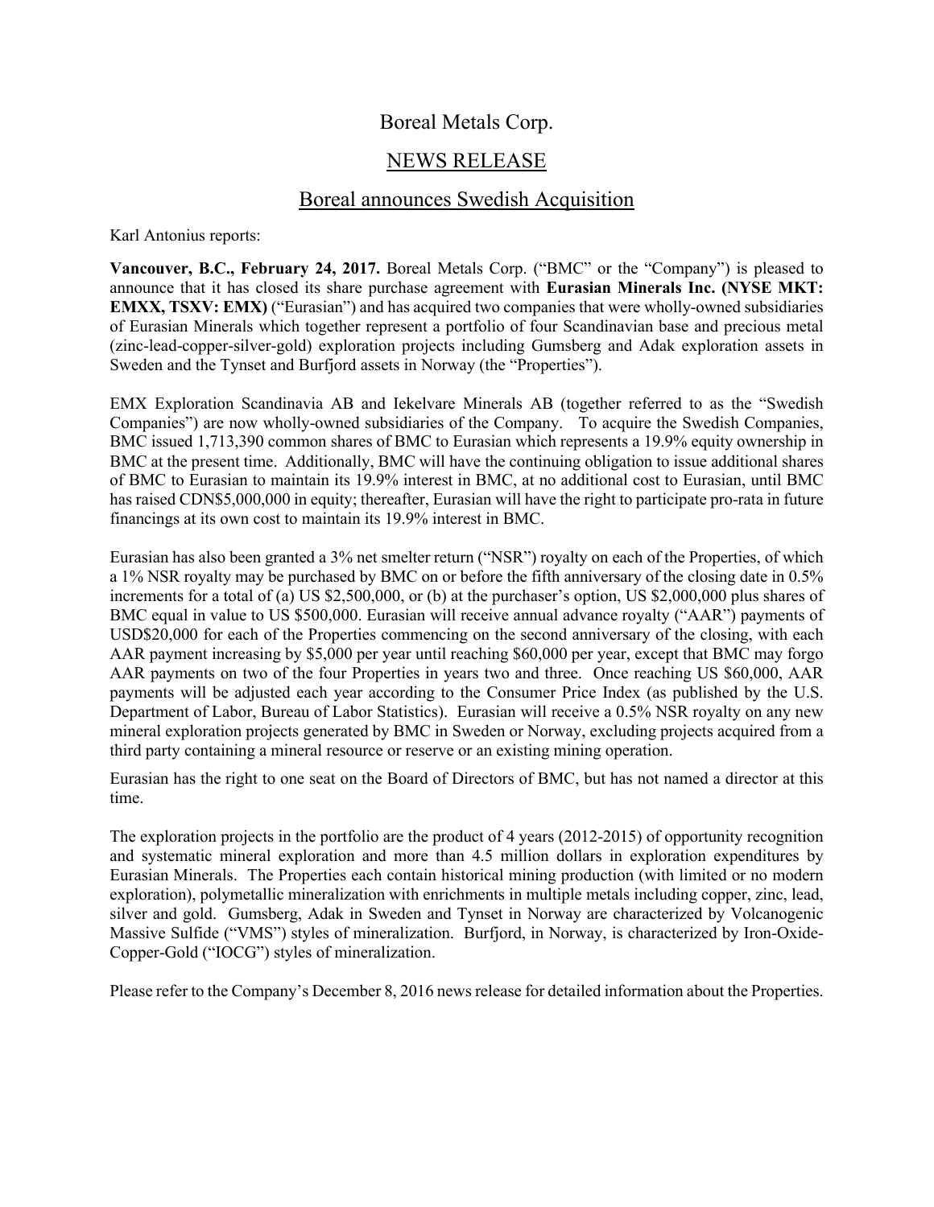# Boreal Metals Corp.

## NEWS RELEASE

## Boreal announces Swedish Acquisition

Karl Antonius reports:

**Vancouver, B.C., February 24, 2017.** Boreal Metals Corp. ("BMC" or the "Company") is pleased to announce that it has closed its share purchase agreement with **Eurasian Minerals Inc. (NYSE MKT: EMXX, TSXV: EMX)** ("Eurasian") and has acquired two companies that were wholly-owned subsidiaries of Eurasian Minerals which together represent a portfolio of four Scandinavian base and precious metal (zinc-lead-copper-silver-gold) exploration projects including Gumsberg and Adak exploration assets in Sweden and the Tynset and Burfjord assets in Norway (the "Properties").

EMX Exploration Scandinavia AB and Iekelvare Minerals AB (together referred to as the "Swedish Companies") are now wholly-owned subsidiaries of the Company. To acquire the Swedish Companies, BMC issued 1,713,390 common shares of BMC to Eurasian which represents a 19.9% equity ownership in BMC at the present time. Additionally, BMC will have the continuing obligation to issue additional shares of BMC to Eurasian to maintain its 19.9% interest in BMC, at no additional cost to Eurasian, until BMC has raised CDN$5,000,000 in equity; thereafter, Eurasian will have the right to participate pro-rata in future financings at its own cost to maintain its 19.9% interest in BMC.

Eurasian has also been granted a 3% net smelter return ("NSR") royalty on each of the Properties, of which a 1% NSR royalty may be purchased by BMC on or before the fifth anniversary of the closing date in 0.5% increments for a total of (a) US $2,500,000, or (b) at the purchaser's option, US $2,000,000 plus shares of BMC equal in value to US $500,000. Eurasian will receive annual advance royalty ("AAR") payments of USD$20,000 for each of the Properties commencing on the second anniversary of the closing, with each AAR payment increasing by $5,000 per year until reaching $60,000 per year, except that BMC may forgo AAR payments on two of the four Properties in years two and three. Once reaching US $60,000, AAR payments will be adjusted each year according to the Consumer Price Index (as published by the U.S. Department of Labor, Bureau of Labor Statistics). Eurasian will receive a 0.5% NSR royalty on any new mineral exploration projects generated by BMC in Sweden or Norway, excluding projects acquired from a third party containing a mineral resource or reserve or an existing mining operation.

Eurasian has the right to one seat on the Board of Directors of BMC, but has not named a director at this time.

The exploration projects in the portfolio are the product of 4 years (2012-2015) of opportunity recognition and systematic mineral exploration and more than 4.5 million dollars in exploration expenditures by Eurasian Minerals. The Properties each contain historical mining production (with limited or no modern exploration), polymetallic mineralization with enrichments in multiple metals including copper, zinc, lead, silver and gold. Gumsberg, Adak in Sweden and Tynset in Norway are characterized by Volcanogenic Massive Sulfide ("VMS") styles of mineralization. Burfjord, in Norway, is characterized by Iron-Oxide-Copper-Gold ("IOCG") styles of mineralization.

Please refer to the Company's December 8, 2016 news release for detailed information about the Properties.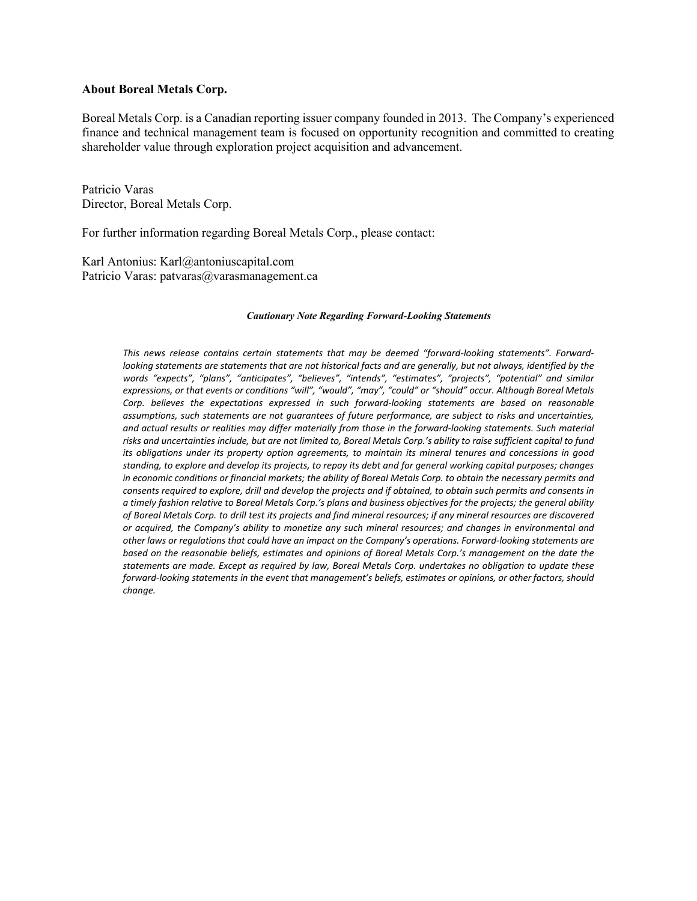**About Boreal Metals Corp.**

Boreal Metals Corp. is a Canadian reporting issuer company founded in 2013. The Company's experienced finance and technical management team is focused on opportunity recognition and committed to creating shareholder value through exploration project acquisition and advancement.

Patricio Varas  
Director, Boreal Metals Corp.

For further information regarding Boreal Metals Corp., please contact:

Karl Antonius: Karl@antoniuscapital.com  
Patricio Varas: patvaras@varasmanagement.ca

***Cautionary Note Regarding Forward-Looking Statements***

*This news release contains certain statements that may be deemed "forward-looking statements". Forward-looking statements are statements that are not historical facts and are generally, but not always, identified by the words "expects", "plans", "anticipates", "believes", "intends", "estimates", "projects", "potential" and similar expressions, or that events or conditions "will", "would", "may", "could" or "should" occur. Although Boreal Metals Corp. believes the expectations expressed in such forward-looking statements are based on reasonable assumptions, such statements are not guarantees of future performance, are subject to risks and uncertainties, and actual results or realities may differ materially from those in the forward-looking statements. Such material risks and uncertainties include, but are not limited to, Boreal Metals Corp.'s ability to raise sufficient capital to fund its obligations under its property option agreements, to maintain its mineral tenures and concessions in good standing, to explore and develop its projects, to repay its debt and for general working capital purposes; changes in economic conditions or financial markets; the ability of Boreal Metals Corp. to obtain the necessary permits and consents required to explore, drill and develop the projects and if obtained, to obtain such permits and consents in a timely fashion relative to Boreal Metals Corp.'s plans and business objectives for the projects; the general ability of Boreal Metals Corp. to drill test its projects and find mineral resources; if any mineral resources are discovered or acquired, the Company's ability to monetize any such mineral resources; and changes in environmental and other laws or regulations that could have an impact on the Company's operations. Forward-looking statements are based on the reasonable beliefs, estimates and opinions of Boreal Metals Corp.'s management on the date the statements are made. Except as required by law, Boreal Metals Corp. undertakes no obligation to update these forward-looking statements in the event that management's beliefs, estimates or opinions, or other factors, should change.*